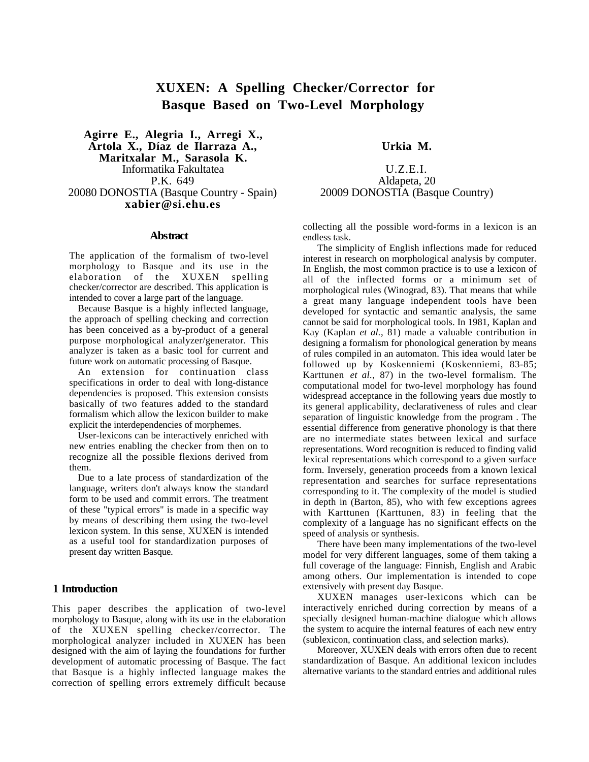# XUXEN: A Spelling Checker/Corrector for Basque Based on Two-Level Morphology

**Agirre E., Alegria I., Arregi X., Artola X., Díaz de Ilarraza A., Maritxalar M., Sarasola K.**
Informatika Fakultatea
P.K. 649
20080 DONOSTIA (Basque Country - Spain)
**xabier@si.ehu.es**

**Urkia M.**

U.Z.E.I.
Aldapeta, 20
20009 DONOSTIA (Basque Country)

## Abstract

The application of the formalism of two-level morphology to Basque and its use in the elaboration of the XUXEN spelling checker/corrector are described. This application is intended to cover a large part of the language.

Because Basque is a highly inflected language, the approach of spelling checking and correction has been conceived as a by-product of a general purpose morphological analyzer/generator. This analyzer is taken as a basic tool for current and future work on automatic processing of Basque.

An extension for continuation class specifications in order to deal with long-distance dependencies is proposed. This extension consists basically of two features added to the standard formalism which allow the lexicon builder to make explicit the interdependencies of morphemes.

User-lexicons can be interactively enriched with new entries enabling the checker from then on to recognize all the possible flexions derived from them.

Due to a late process of standardization of the language, writers don't always know the standard form to be used and commit errors. The treatment of these "typical errors" is made in a specific way by means of describing them using the two-level lexicon system. In this sense, XUXEN is intended as a useful tool for standardization purposes of present day written Basque.

## 1 Introduction

This paper describes the application of two-level morphology to Basque, along with its use in the elaboration of the XUXEN spelling checker/corrector. The morphological analyzer included in XUXEN has been designed with the aim of laying the foundations for further development of automatic processing of Basque. The fact that Basque is a highly inflected language makes the correction of spelling errors extremely difficult because collecting all the possible word-forms in a lexicon is an endless task.

The simplicity of English inflections made for reduced interest in research on morphological analysis by computer. In English, the most common practice is to use a lexicon of all of the inflected forms or a minimum set of morphological rules (Winograd, 83). That means that while a great many language independent tools have been developed for syntactic and semantic analysis, the same cannot be said for morphological tools. In 1981, Kaplan and Kay (Kaplan *et al.*, 81) made a valuable contribution in designing a formalism for phonological generation by means of rules compiled in an automaton. This idea would later be followed up by Koskenniemi (Koskenniemi, 83-85; Karttunen *et al.*, 87) in the two-level formalism. The computational model for two-level morphology has found widespread acceptance in the following years due mostly to its general applicability, declarativeness of rules and clear separation of linguistic knowledge from the program . The essential difference from generative phonology is that there are no intermediate states between lexical and surface representations. Word recognition is reduced to finding valid lexical representations which correspond to a given surface form. Inversely, generation proceeds from a known lexical representation and searches for surface representations corresponding to it. The complexity of the model is studied in depth in (Barton, 85), who with few exceptions agrees with Karttunen (Karttunen, 83) in feeling that the complexity of a language has no significant effects on the speed of analysis or synthesis.

There have been many implementations of the two-level model for very different languages, some of them taking a full coverage of the language: Finnish, English and Arabic among others. Our implementation is intended to cope extensively with present day Basque.

XUXEN manages user-lexicons which can be interactively enriched during correction by means of a specially designed human-machine dialogue which allows the system to acquire the internal features of each new entry (sublexicon, continuation class, and selection marks).

Moreover, XUXEN deals with errors often due to recent standardization of Basque. An additional lexicon includes alternative variants to the standard entries and additional rules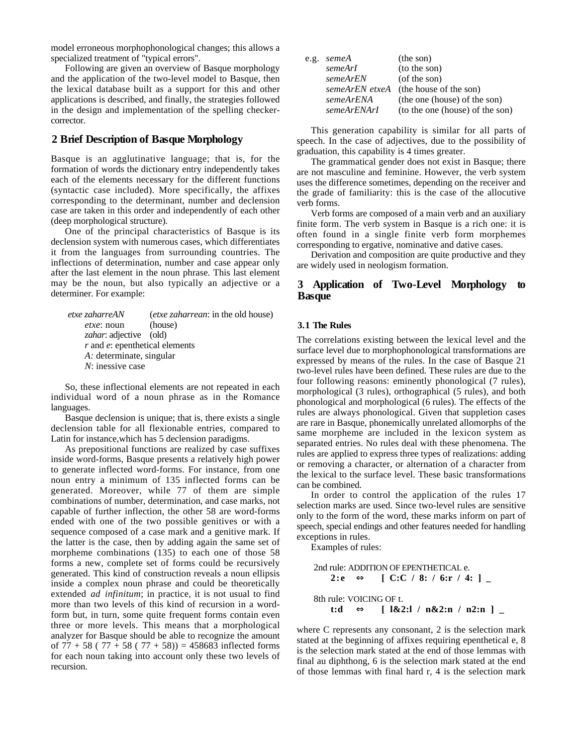model erroneous morphophonological changes; this allows a specialized treatment of "typical errors".

Following are given an overview of Basque morphology and the application of the two-level model to Basque, then the lexical database built as a support for this and other applications is described, and finally, the strategies followed in the design and implementation of the spelling checker-corrector.

## 2 Brief Description of Basque Morphology

Basque is an agglutinative language; that is, for the formation of words the dictionary entry independently takes each of the elements necessary for the different functions (syntactic case included). More specifically, the affixes corresponding to the determinant, number and declension case are taken in this order and independently of each other (deep morphological structure).

One of the principal characteristics of Basque is its declension system with numerous cases, which differentiates it from the languages from surrounding countries. The inflections of determination, number and case appear only after the last element in the noun phrase. This last element may be the noun, but also typically an adjective or a determiner. For example:

*etxe zaharreAN* (*etxe zaharrean*: in the old house)
*etxe*: noun (house)
*zahar*: adjective (old)
*r* and *e*: epenthetical elements
*A:* determinate, singular
*N*: inessive case

So, these inflectional elements are not repeated in each individual word of a noun phrase as in the Romance languages.

Basque declension is unique; that is, there exists a single declension table for all flexionable entries, compared to Latin for instance,which has 5 declension paradigms.

As prepositional functions are realized by case suffixes inside word-forms, Basque presents a relatively high power to generate inflected word-forms. For instance, from one noun entry a minimum of 135 inflected forms can be generated. Moreover, while 77 of them are simple combinations of number, determination, and case marks, not capable of further inflection, the other 58 are word-forms ended with one of the two possible genitives or with a sequence composed of a case mark and a genitive mark. If the latter is the case, then by adding again the same set of morpheme combinations (135) to each one of those 58 forms a new, complete set of forms could be recursively generated. This kind of construction reveals a noun ellipsis inside a complex noun phrase and could be theoretically extended *ad infinitum*; in practice, it is not usual to find more than two levels of this kind of recursion in a word-form but, in turn, some quite frequent forms contain even three or more levels. This means that a morphological analyzer for Basque should be able to recognize the amount of 77 + 58 ( 77 + 58 ( 77 + 58)) = 458683 inflected forms for each noun taking into account only these two levels of recursion.

e.g.

| | |
|---|---|
| *semeA* | (the son) |
| *semeArI* | (to the son) |
| *semeArEN* | (of the son) |
| *semeArEN etxeA* | (the house of the son) |
| *semeArENA* | (the one (house) of the son) |
| *semeArENArI* | (to the one (house) of the son) |

This generation capability is similar for all parts of speech. In the case of adjectives, due to the possibility of graduation, this capability is 4 times greater.

The grammatical gender does not exist in Basque; there are not masculine and feminine. However, the verb system uses the difference sometimes, depending on the receiver and the grade of familiarity: this is the case of the allocutive verb forms.

Verb forms are composed of a main verb and an auxiliary finite form. The verb system in Basque is a rich one: it is often found in a single finite verb form morphemes corresponding to ergative, nominative and dative cases.

Derivation and composition are quite productive and they are widely used in neologism formation.

## 3 Application of Two-Level Morphology to Basque

### 3.1 The Rules

The correlations existing between the lexical level and the surface level due to morphophonological transformations are expressed by means of the rules. In the case of Basque 21 two-level rules have been defined. These rules are due to the four following reasons: eminently phonological (7 rules), morphological (3 rules), orthographical (5 rules), and both phonological and morphological (6 rules). The effects of the rules are always phonological. Given that suppletion cases are rare in Basque, phonemically unrelated allomorphs of the same morpheme are included in the lexicon system as separated entries. No rules deal with these phenomena. The rules are applied to express three types of realizations: adding or removing a character, or alternation of a character from the lexical to the surface level. These basic transformations can be combined.

In order to control the application of the rules 17 selection marks are used. Since two-level rules are sensitive only to the form of the word, these marks inform on part of speech, special endings and other features needed for handling exceptions in rules.

Examples of rules:

2nd rule: ADDITION OF EPENTHETICAL e.
**2:e ⇔ [ C:C / 8: / 6:r / 4: ] _**

8th rule: VOICING OF t.
**t:d ⇔ [ l&2:l / n&2:n / n2:n ] _**

where C represents any consonant, 2 is the selection mark stated at the beginning of affixes requiring epenthetical e, 8 is the selection mark stated at the end of those lemmas with final au diphthong, 6 is the selection mark stated at the end of those lemmas with final hard r, 4 is the selection mark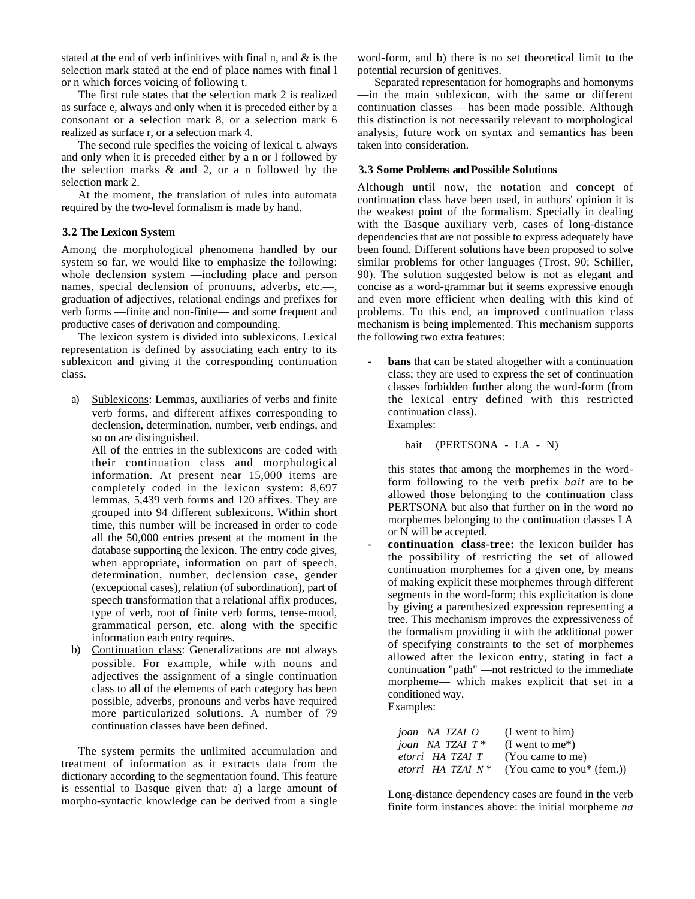stated at the end of verb infinitives with final n, and & is the selection mark stated at the end of place names with final l or n which forces voicing of following t.

The first rule states that the selection mark 2 is realized as surface e, always and only when it is preceded either by a consonant or a selection mark 8, or a selection mark 6 realized as surface r, or a selection mark 4.

The second rule specifies the voicing of lexical t, always and only when it is preceded either by a n or l followed by the selection marks & and 2, or a n followed by the selection mark 2.

At the moment, the translation of rules into automata required by the two-level formalism is made by hand.

### 3.2 The Lexicon System

Among the morphological phenomena handled by our system so far, we would like to emphasize the following: whole declension system —including place and person names, special declension of pronouns, adverbs, etc.—, graduation of adjectives, relational endings and prefixes for verb forms —finite and non-finite— and some frequent and productive cases of derivation and compounding.

The lexicon system is divided into sublexicons. Lexical representation is defined by associating each entry to its sublexicon and giving it the corresponding continuation class.

a) Sublexicons: Lemmas, auxiliaries of verbs and finite verb forms, and different affixes corresponding to declension, determination, number, verb endings, and so on are distinguished.
   All of the entries in the sublexicons are coded with their continuation class and morphological information. At present near 15,000 items are completely coded in the lexicon system: 8,697 lemmas, 5,439 verb forms and 120 affixes. They are grouped into 94 different sublexicons. Within short time, this number will be increased in order to code all the 50,000 entries present at the moment in the database supporting the lexicon. The entry code gives, when appropriate, information on part of speech, determination, number, declension case, gender (exceptional cases), relation (of subordination), part of speech transformation that a relational affix produces, type of verb, root of finite verb forms, tense-mood, grammatical person, etc. along with the specific information each entry requires.
b) Continuation class: Generalizations are not always possible. For example, while with nouns and adjectives the assignment of a single continuation class to all of the elements of each category has been possible, adverbs, pronouns and verbs have required more particularized solutions. A number of 79 continuation classes have been defined.

The system permits the unlimited accumulation and treatment of information as it extracts data from the dictionary according to the segmentation found. This feature is essential to Basque given that: a) a large amount of morpho-syntactic knowledge can be derived from a single word-form, and b) there is no set theoretical limit to the potential recursion of genitives.

Separated representation for homographs and homonyms —in the main sublexicon, with the same or different continuation classes— has been made possible. Although this distinction is not necessarily relevant to morphological analysis, future work on syntax and semantics has been taken into consideration.

### 3.3 Some Problems and Possible Solutions

Although until now, the notation and concept of continuation class have been used, in authors' opinion it is the weakest point of the formalism. Specially in dealing with the Basque auxiliary verb, cases of long-distance dependencies that are not possible to express adequately have been found. Different solutions have been proposed to solve similar problems for other languages (Trost, 90; Schiller, 90). The solution suggested below is not as elegant and concise as a word-grammar but it seems expressive enough and even more efficient when dealing with this kind of problems. To this end, an improved continuation class mechanism is being implemented. This mechanism supports the following two extra features:

- **bans** that can be stated altogether with a continuation class; they are used to express the set of continuation classes forbidden further along the word-form (from the lexical entry defined with this restricted continuation class).
  Examples:

  bait (PERTSONA - LA - N)

  this states that among the morphemes in the word-form following to the verb prefix *bait* are to be allowed those belonging to the continuation class PERTSONA but also that further on in the word no morphemes belonging to the continuation classes LA or N will be accepted.
- **continuation class-tree:** the lexicon builder has the possibility of restricting the set of allowed continuation morphemes for a given one, by means of making explicit these morphemes through different segments in the word-form; this explicitation is done by giving a parenthesized expression representing a tree. This mechanism improves the expressiveness of the formalism providing it with the additional power of specifying constraints to the set of morphemes allowed after the lexicon entry, stating in fact a continuation "path" —not restricted to the immediate morpheme— which makes explicit that set in a conditioned way.
  Examples:

  | | |
  |---|---|
  | *joan NA TZAI O* | (I went to him) |
  | *joan NA TZAI T* * | (I went to me*) |
  | *etorri HA TZAI T* | (You came to me) |
  | *etorri HA TZAI N* * | (You came to you* (fem.)) |

  Long-distance dependency cases are found in the verb finite form instances above: the initial morpheme *na*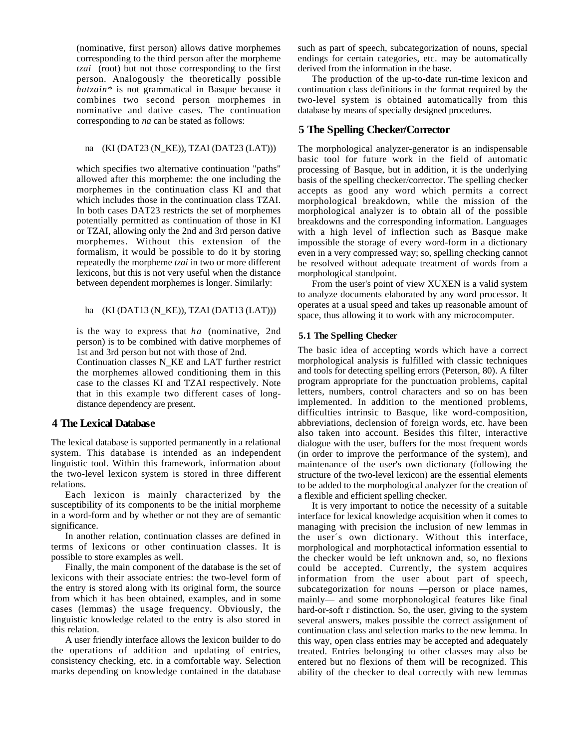(nominative, first person) allows dative morphemes corresponding to the third person after the morpheme *tzai* (root) but not those corresponding to the first person. Analogously the theoretically possible *hatzain** is not grammatical in Basque because it combines two second person morphemes in nominative and dative cases. The continuation corresponding to *na* can be stated as follows:

na (KI (DAT23 (N_KE)), TZAI (DAT23 (LAT)))

which specifies two alternative continuation "paths" allowed after this morpheme: the one including the morphemes in the continuation class KI and that which includes those in the continuation class TZAI. In both cases DAT23 restricts the set of morphemes potentially permitted as continuation of those in KI or TZAI, allowing only the 2nd and 3rd person dative morphemes. Without this extension of the formalism, it would be possible to do it by storing repeatedly the morpheme *tzai* in two or more different lexicons, but this is not very useful when the distance between dependent morphemes is longer. Similarly:

ha (KI (DAT13 (N_KE)), TZAI (DAT13 (LAT)))

is the way to express that *ha* (nominative, 2nd person) is to be combined with dative morphemes of 1st and 3rd person but not with those of 2nd.
Continuation classes N_KE and LAT further restrict the morphemes allowed conditioning them in this case to the classes KI and TZAI respectively. Note that in this example two different cases of long-distance dependency are present.

## 4 The Lexical Database

The lexical database is supported permanently in a relational system. This database is intended as an independent linguistic tool. Within this framework, information about the two-level lexicon system is stored in three different relations.

Each lexicon is mainly characterized by the susceptibility of its components to be the initial morpheme in a word-form and by whether or not they are of semantic significance.

In another relation, continuation classes are defined in terms of lexicons or other continuation classes. It is possible to store examples as well.

Finally, the main component of the database is the set of lexicons with their associate entries: the two-level form of the entry is stored along with its original form, the source from which it has been obtained, examples, and in some cases (lemmas) the usage frequency. Obviously, the linguistic knowledge related to the entry is also stored in this relation.

A user friendly interface allows the lexicon builder to do the operations of addition and updating of entries, consistency checking, etc. in a comfortable way. Selection marks depending on knowledge contained in the database such as part of speech, subcategorization of nouns, special endings for certain categories, etc. may be automatically derived from the information in the base.

The production of the up-to-date run-time lexicon and continuation class definitions in the format required by the two-level system is obtained automatically from this database by means of specially designed procedures.

## 5 The Spelling Checker/Corrector

The morphological analyzer-generator is an indispensable basic tool for future work in the field of automatic processing of Basque, but in addition, it is the underlying basis of the spelling checker/corrector. The spelling checker accepts as good any word which permits a correct morphological breakdown, while the mission of the morphological analyzer is to obtain all of the possible breakdowns and the corresponding information. Languages with a high level of inflection such as Basque make impossible the storage of every word-form in a dictionary even in a very compressed way; so, spelling checking cannot be resolved without adequate treatment of words from a morphological standpoint.

From the user's point of view XUXEN is a valid system to analyze documents elaborated by any word processor. It operates at a usual speed and takes up reasonable amount of space, thus allowing it to work with any microcomputer.

### 5.1 The Spelling Checker

The basic idea of accepting words which have a correct morphological analysis is fulfilled with classic techniques and tools for detecting spelling errors (Peterson, 80). A filter program appropriate for the punctuation problems, capital letters, numbers, control characters and so on has been implemented. In addition to the mentioned problems, difficulties intrinsic to Basque, like word-composition, abbreviations, declension of foreign words, etc. have been also taken into account. Besides this filter, interactive dialogue with the user, buffers for the most frequent words (in order to improve the performance of the system), and maintenance of the user's own dictionary (following the structure of the two-level lexicon) are the essential elements to be added to the morphological analyzer for the creation of a flexible and efficient spelling checker.

It is very important to notice the necessity of a suitable interface for lexical knowledge acquisition when it comes to managing with precision the inclusion of new lemmas in the user´s own dictionary. Without this interface, morphological and morphotactical information essential to the checker would be left unknown and, so, no flexions could be accepted. Currently, the system acquires information from the user about part of speech, subcategorization for nouns —person or place names, mainly— and some morphonological features like final hard-or-soft r distinction. So, the user, giving to the system several answers, makes possible the correct assignment of continuation class and selection marks to the new lemma. In this way, open class entries may be accepted and adequately treated. Entries belonging to other classes may also be entered but no flexions of them will be recognized. This ability of the checker to deal correctly with new lemmas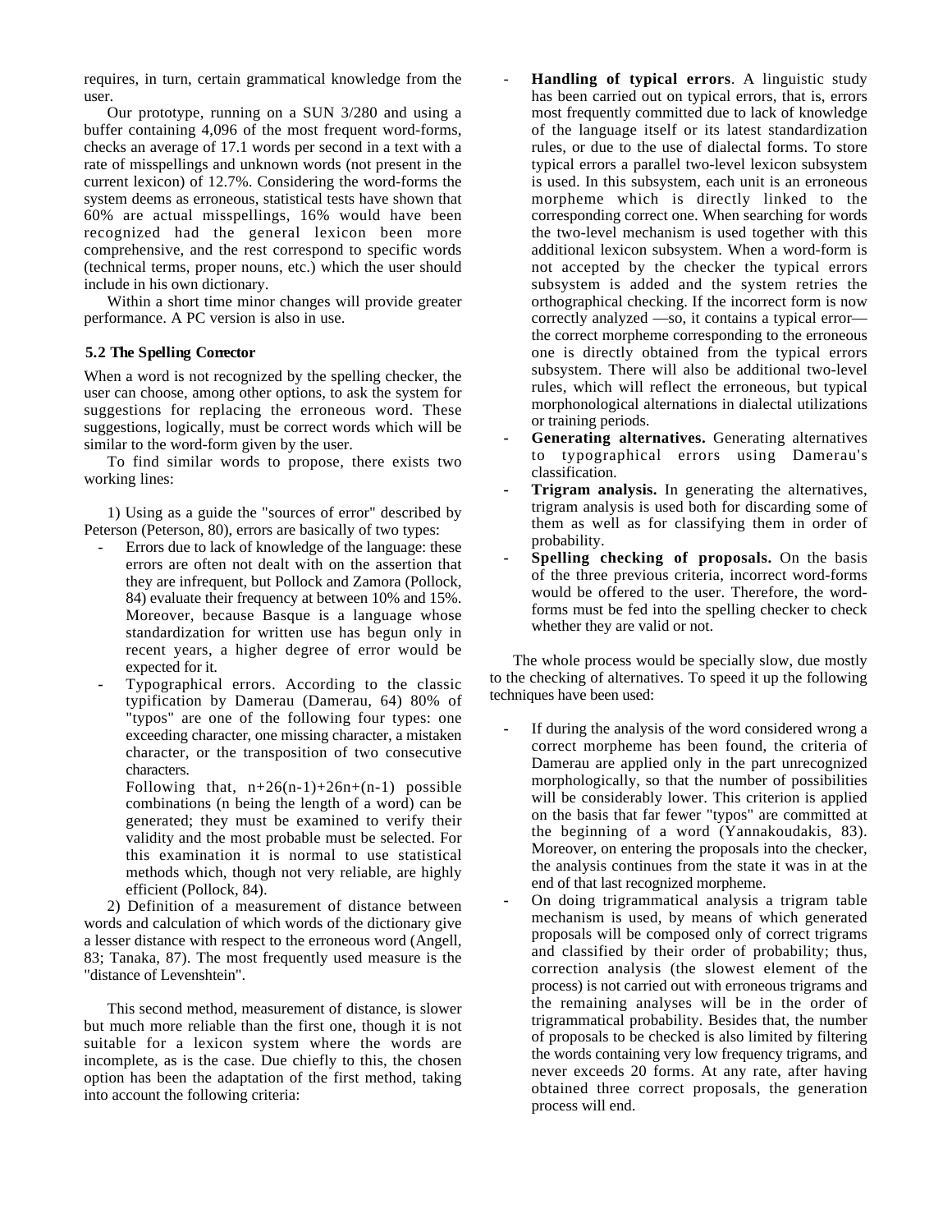requires, in turn, certain grammatical knowledge from the user.

Our prototype, running on a SUN 3/280 and using a buffer containing 4,096 of the most frequent word-forms, checks an average of 17.1 words per second in a text with a rate of misspellings and unknown words (not present in the current lexicon) of 12.7%. Considering the word-forms the system deems as erroneous, statistical tests have shown that 60% are actual misspellings, 16% would have been recognized had the general lexicon been more comprehensive, and the rest correspond to specific words (technical terms, proper nouns, etc.) which the user should include in his own dictionary.

Within a short time minor changes will provide greater performance. A PC version is also in use.

### 5.2 The Spelling Corrector

When a word is not recognized by the spelling checker, the user can choose, among other options, to ask the system for suggestions for replacing the erroneous word. These suggestions, logically, must be correct words which will be similar to the word-form given by the user.

To find similar words to propose, there exists two working lines:

1) Using as a guide the "sources of error" described by Peterson (Peterson, 80), errors are basically of two types:

- Errors due to lack of knowledge of the language: these errors are often not dealt with on the assertion that they are infrequent, but Pollock and Zamora (Pollock, 84) evaluate their frequency at between 10% and 15%. Moreover, because Basque is a language whose standardization for written use has begun only in recent years, a higher degree of error would be expected for it.
- Typographical errors. According to the classic typification by Damerau (Damerau, 64) 80% of "typos" are one of the following four types: one exceeding character, one missing character, a mistaken character, or the transposition of two consecutive characters.

  Following that, $n+26(n-1)+26n+(n-1)$ possible combinations (n being the length of a word) can be generated; they must be examined to verify their validity and the most probable must be selected. For this examination it is normal to use statistical methods which, though not very reliable, are highly efficient (Pollock, 84).

2) Definition of a measurement of distance between words and calculation of which words of the dictionary give a lesser distance with respect to the erroneous word (Angell, 83; Tanaka, 87). The most frequently used measure is the "distance of Levenshtein".

This second method, measurement of distance, is slower but much more reliable than the first one, though it is not suitable for a lexicon system where the words are incomplete, as is the case. Due chiefly to this, the chosen option has been the adaptation of the first method, taking into account the following criteria:

- **Handling of typical errors**. A linguistic study has been carried out on typical errors, that is, errors most frequently committed due to lack of knowledge of the language itself or its latest standardization rules, or due to the use of dialectal forms. To store typical errors a parallel two-level lexicon subsystem is used. In this subsystem, each unit is an erroneous morpheme which is directly linked to the corresponding correct one. When searching for words the two-level mechanism is used together with this additional lexicon subsystem. When a word-form is not accepted by the checker the typical errors subsystem is added and the system retries the orthographical checking. If the incorrect form is now correctly analyzed —so, it contains a typical error— the correct morpheme corresponding to the erroneous one is directly obtained from the typical errors subsystem. There will also be additional two-level rules, which will reflect the erroneous, but typical morphonological alternations in dialectal utilizations or training periods.
- **Generating alternatives.** Generating alternatives to typographical errors using Damerau's classification.
- **Trigram analysis.** In generating the alternatives, trigram analysis is used both for discarding some of them as well as for classifying them in order of probability.
- **Spelling checking of proposals.** On the basis of the three previous criteria, incorrect word-forms would be offered to the user. Therefore, the word-forms must be fed into the spelling checker to check whether they are valid or not.

The whole process would be specially slow, due mostly to the checking of alternatives. To speed it up the following techniques have been used:

- If during the analysis of the word considered wrong a correct morpheme has been found, the criteria of Damerau are applied only in the part unrecognized morphologically, so that the number of possibilities will be considerably lower. This criterion is applied on the basis that far fewer "typos" are committed at the beginning of a word (Yannakoudakis, 83). Moreover, on entering the proposals into the checker, the analysis continues from the state it was in at the end of that last recognized morpheme.
- On doing trigrammatical analysis a trigram table mechanism is used, by means of which generated proposals will be composed only of correct trigrams and classified by their order of probability; thus, correction analysis (the slowest element of the process) is not carried out with erroneous trigrams and the remaining analyses will be in the order of trigrammatical probability. Besides that, the number of proposals to be checked is also limited by filtering the words containing very low frequency trigrams, and never exceeds 20 forms. At any rate, after having obtained three correct proposals, the generation process will end.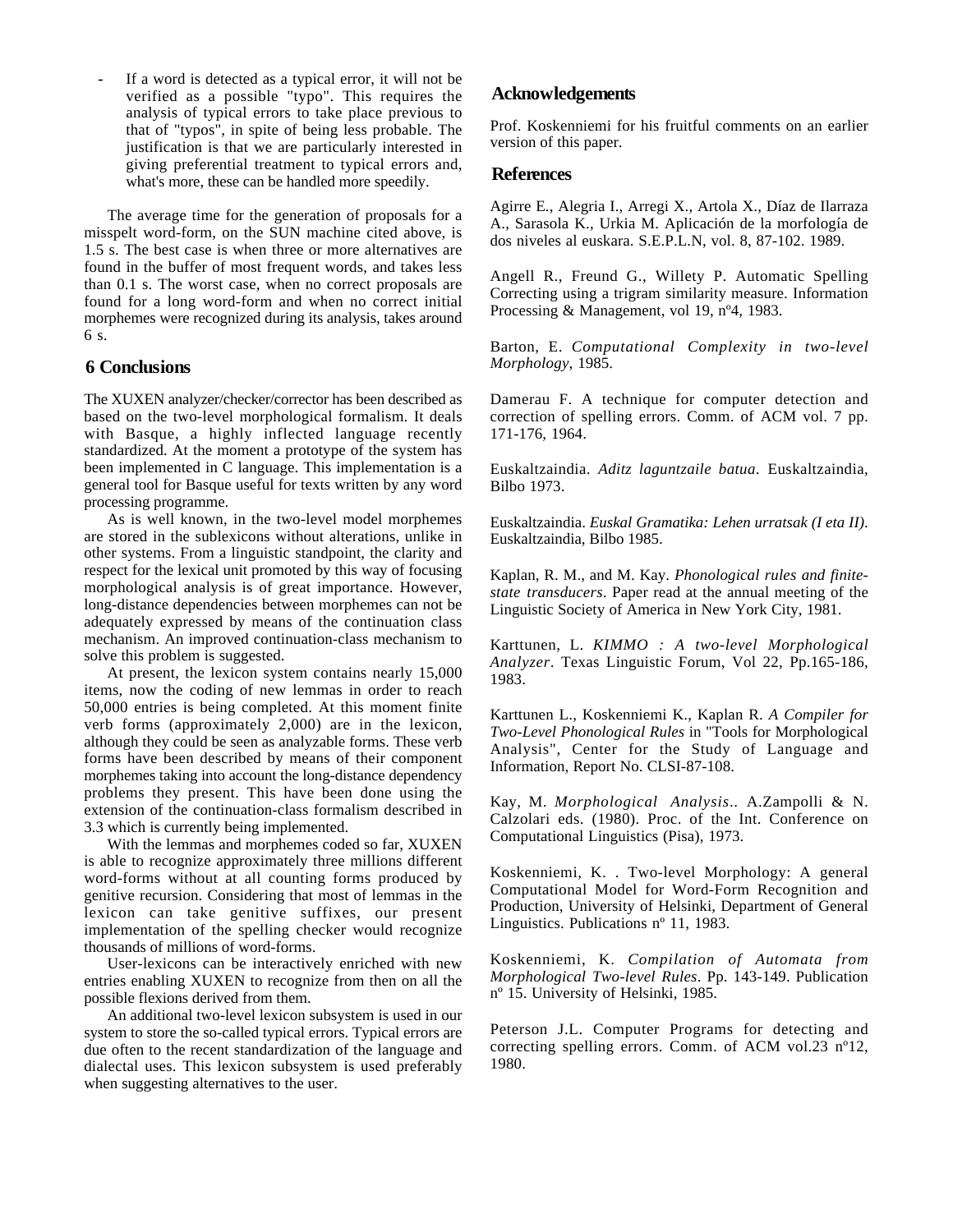- If a word is detected as a typical error, it will not be verified as a possible "typo". This requires the analysis of typical errors to take place previous to that of "typos", in spite of being less probable. The justification is that we are particularly interested in giving preferential treatment to typical errors and, what's more, these can be handled more speedily.

The average time for the generation of proposals for a misspelt word-form, on the SUN machine cited above, is 1.5 s. The best case is when three or more alternatives are found in the buffer of most frequent words, and takes less than 0.1 s. The worst case, when no correct proposals are found for a long word-form and when no correct initial morphemes were recognized during its analysis, takes around 6 s.

## 6 Conclusions

The XUXEN analyzer/checker/corrector has been described as based on the two-level morphological formalism. It deals with Basque, a highly inflected language recently standardized. At the moment a prototype of the system has been implemented in C language. This implementation is a general tool for Basque useful for texts written by any word processing programme.

As is well known, in the two-level model morphemes are stored in the sublexicons without alterations, unlike in other systems. From a linguistic standpoint, the clarity and respect for the lexical unit promoted by this way of focusing morphological analysis is of great importance. However, long-distance dependencies between morphemes can not be adequately expressed by means of the continuation class mechanism. An improved continuation-class mechanism to solve this problem is suggested.

At present, the lexicon system contains nearly 15,000 items, now the coding of new lemmas in order to reach 50,000 entries is being completed. At this moment finite verb forms (approximately 2,000) are in the lexicon, although they could be seen as analyzable forms. These verb forms have been described by means of their component morphemes taking into account the long-distance dependency problems they present. This have been done using the extension of the continuation-class formalism described in 3.3 which is currently being implemented.

With the lemmas and morphemes coded so far, XUXEN is able to recognize approximately three millions different word-forms without at all counting forms produced by genitive recursion. Considering that most of lemmas in the lexicon can take genitive suffixes, our present implementation of the spelling checker would recognize thousands of millions of word-forms.

User-lexicons can be interactively enriched with new entries enabling XUXEN to recognize from then on all the possible flexions derived from them.

An additional two-level lexicon subsystem is used in our system to store the so-called typical errors. Typical errors are due often to the recent standardization of the language and dialectal uses. This lexicon subsystem is used preferably when suggesting alternatives to the user.

## Acknowledgements

Prof. Koskenniemi for his fruitful comments on an earlier version of this paper.

## References

Agirre E., Alegria I., Arregi X., Artola X., Díaz de Ilarraza A., Sarasola K., Urkia M. Aplicación de la morfología de dos niveles al euskara. S.E.P.L.N, vol. 8, 87-102. 1989.

Angell R., Freund G., Willety P. Automatic Spelling Correcting using a trigram similarity measure. Information Processing & Management, vol 19, nº4, 1983.

Barton, E. *Computational Complexity in two-level Morphology*, 1985.

Damerau F. A technique for computer detection and correction of spelling errors. Comm. of ACM vol. 7 pp. 171-176, 1964.

Euskaltzaindia. *Aditz laguntzaile batua*. Euskaltzaindia, Bilbo 1973.

Euskaltzaindia. *Euskal Gramatika: Lehen urratsak (I eta II)*. Euskaltzaindia, Bilbo 1985.

Kaplan, R. M., and M. Kay. *Phonological rules and finite-state transducers*. Paper read at the annual meeting of the Linguistic Society of America in New York City, 1981.

Karttunen, L. *KIMMO : A two-level Morphological Analyzer*. Texas Linguistic Forum, Vol 22, Pp.165-186, 1983.

Karttunen L., Koskenniemi K., Kaplan R. *A Compiler for Two-Level Phonological Rules* in "Tools for Morphological Analysis", Center for the Study of Language and Information, Report No. CLSI-87-108.

Kay, M. *Morphological Analysis*.. A.Zampolli & N. Calzolari eds. (1980). Proc. of the Int. Conference on Computational Linguistics (Pisa), 1973.

Koskenniemi, K. . Two-level Morphology: A general Computational Model for Word-Form Recognition and Production, University of Helsinki, Department of General Linguistics. Publications nº 11, 1983.

Koskenniemi, K. *Compilation of Automata from Morphological Two-level Rules*. Pp. 143-149. Publication nº 15. University of Helsinki, 1985.

Peterson J.L. Computer Programs for detecting and correcting spelling errors. Comm. of ACM vol.23 nº12, 1980.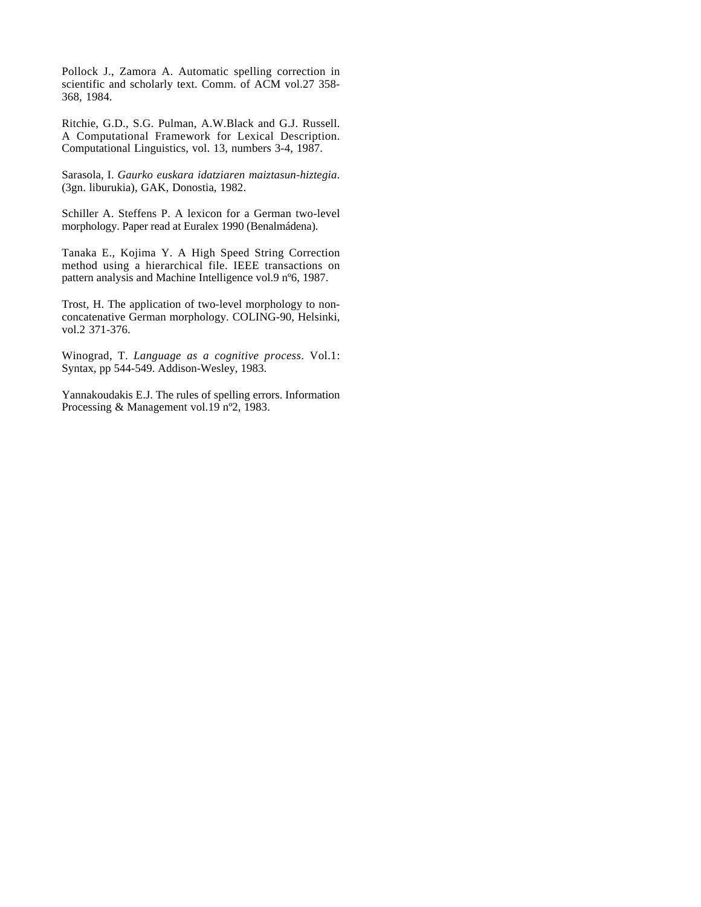Pollock J., Zamora A. Automatic spelling correction in scientific and scholarly text. Comm. of ACM vol.27 358-368, 1984.

Ritchie, G.D., S.G. Pulman, A.W.Black and G.J. Russell. A Computational Framework for Lexical Description. Computational Linguistics, vol. 13, numbers 3-4, 1987.

Sarasola, I. *Gaurko euskara idatziaren maiztasun-hiztegia*. (3gn. liburukia), GAK, Donostia, 1982.

Schiller A. Steffens P. A lexicon for a German two-level morphology. Paper read at Euralex 1990 (Benalmádena).

Tanaka E., Kojima Y. A High Speed String Correction method using a hierarchical file. IEEE transactions on pattern analysis and Machine Intelligence vol.9 nº6, 1987.

Trost, H. The application of two-level morphology to non-concatenative German morphology. COLING-90, Helsinki, vol.2 371-376.

Winograd, T. *Language as a cognitive process*. Vol.1: Syntax, pp 544-549. Addison-Wesley, 1983.

Yannakoudakis E.J. The rules of spelling errors. Information Processing & Management vol.19 nº2, 1983.